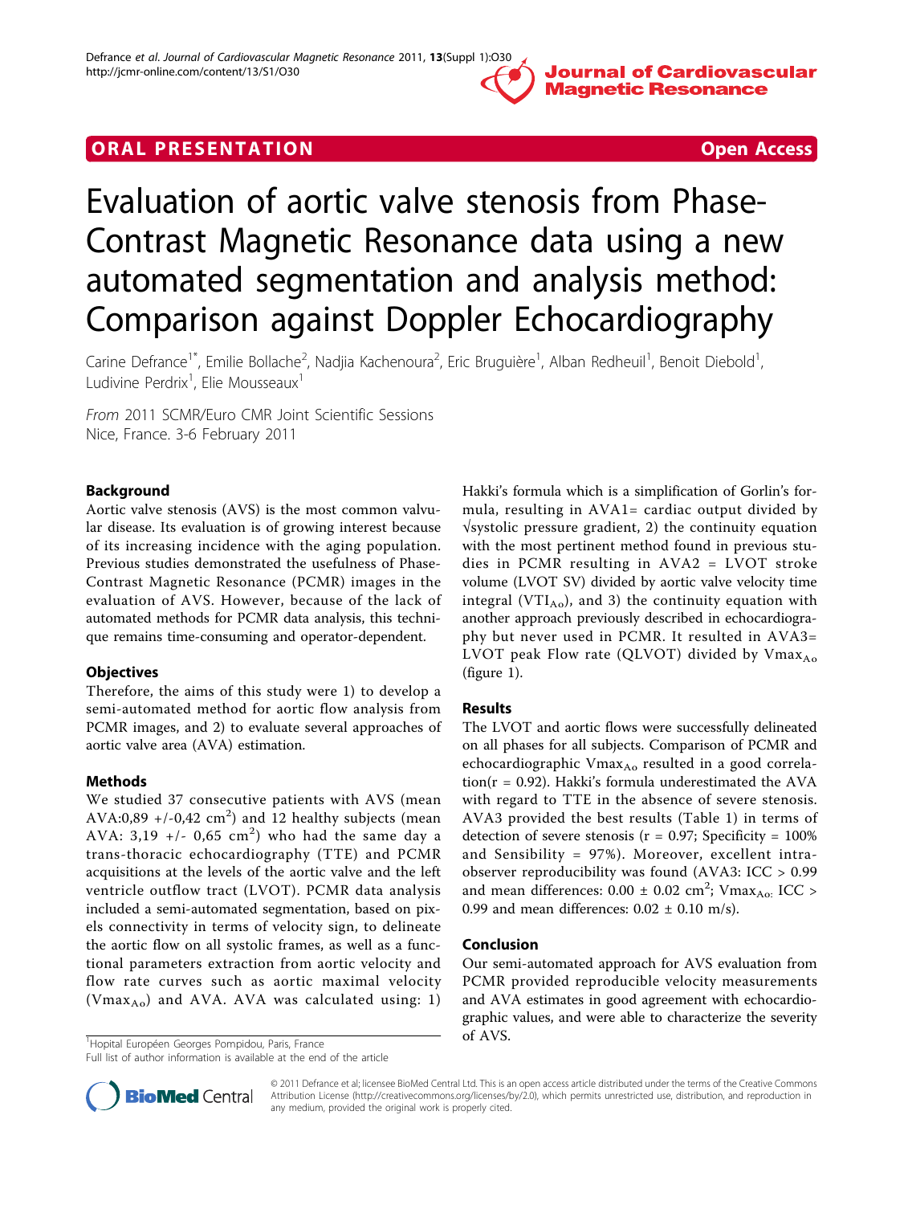ORAL PRESENTATION

Open Access

# Evaluation of aortic valve stenosis from Phase-Contrast Magnetic Resonance data using a new automated segmentation and analysis method: Comparison against Doppler Echocardiography

Carine Defrance[1*], Emilie Bollache[2], Nadjia Kachenoura[2], Eric Bruguière[1], Alban Redheuil[1], Benoit Diebold[1], Ludivine Perdrix[1], Elie Mousseaux[1]

*From* 2011 SCMR/Euro CMR Joint Scientific Sessions
Nice, France. 3-6 February 2011

## Background

Aortic valve stenosis (AVS) is the most common valvular disease. Its evaluation is of growing interest because of its increasing incidence with the aging population. Previous studies demonstrated the usefulness of Phase-Contrast Magnetic Resonance (PCMR) images in the evaluation of AVS. However, because of the lack of automated methods for PCMR data analysis, this technique remains time-consuming and operator-dependent.

## Objectives

Therefore, the aims of this study were 1) to develop a semi-automated method for aortic flow analysis from PCMR images, and 2) to evaluate several approaches of aortic valve area (AVA) estimation.

## Methods

We studied 37 consecutive patients with AVS (mean AVA:0,89 +/-0,42 $cm^2$) and 12 healthy subjects (mean AVA: 3,19 +/- 0,65 $cm^2$) who had the same day a trans-thoracic echocardiography (TTE) and PCMR acquisitions at the levels of the aortic valve and the left ventricle outflow tract (LVOT). PCMR data analysis included a semi-automated segmentation, based on pixels connectivity in terms of velocity sign, to delineate the aortic flow on all systolic frames, as well as a functional parameters extraction from aortic velocity and flow rate curves such as aortic maximal velocity ($Vmax_{Ao}$) and AVA. AVA was calculated using: 1) Hakki's formula which is a simplification of Gorlin's formula, resulting in AVA1= cardiac output divided by √systolic pressure gradient, 2) the continuity equation with the most pertinent method found in previous studies in PCMR resulting in AVA2 = LVOT stroke volume (LVOT SV) divided by aortic valve velocity time integral ($VTI_{Ao}$), and 3) the continuity equation with another approach previously described in echocardiography but never used in PCMR. It resulted in AVA3= LVOT peak Flow rate (QLVOT) divided by $Vmax_{Ao}$ (figure 1).

## Results

The LVOT and aortic flows were successfully delineated on all phases for all subjects. Comparison of PCMR and echocardiographic $Vmax_{Ao}$ resulted in a good correlation(r = 0.92). Hakki's formula underestimated the AVA with regard to TTE in the absence of severe stenosis. AVA3 provided the best results (Table 1) in terms of detection of severe stenosis (r = 0.97; Specificity = 100% and Sensibility = 97%). Moreover, excellent intra-observer reproducibility was found (AVA3: ICC > 0.99 and mean differences: 0.00 ± 0.02 $cm^2$; $Vmax_{Ao}$: ICC > 0.99 and mean differences: 0.02 ± 0.10 m/s).

## Conclusion

Our semi-automated approach for AVS evaluation from PCMR provided reproducible velocity measurements and AVA estimates in good agreement with echocardiographic values, and were able to characterize the severity of AVS.

[1]Hopital Européen Georges Pompidou, Paris, France
Full list of author information is available at the end of the article

© 2011 Defrance et al; licensee BioMed Central Ltd. This is an open access article distributed under the terms of the Creative Commons Attribution License (http://creativecommons.org/licenses/by/2.0), which permits unrestricted use, distribution, and reproduction in any medium, provided the original work is properly cited.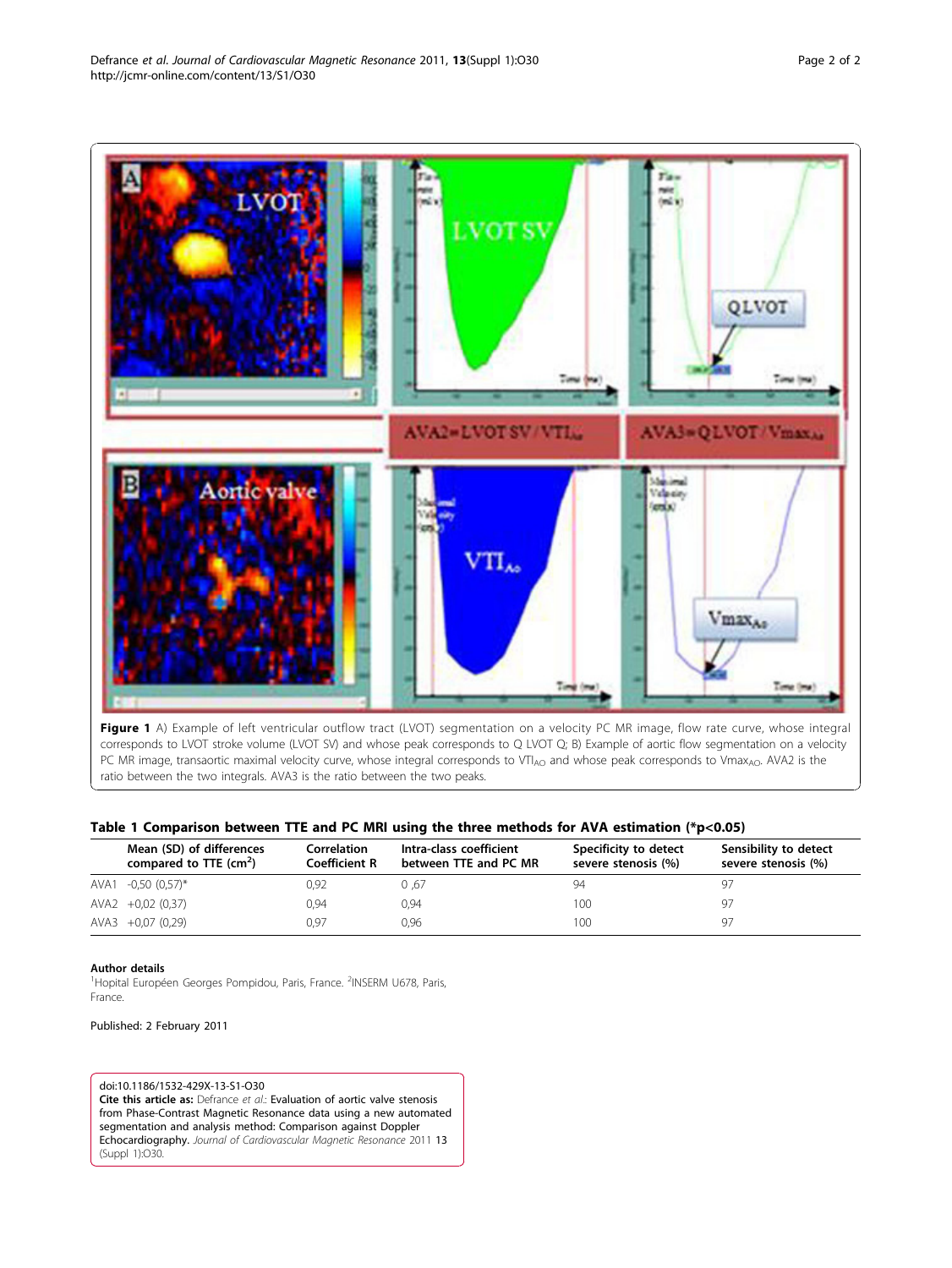A
LVOT
LVOT SV
Flow rate (ml/s)
Time (ms)
QLVOT
AVA2=LVOT SV / VTI$_{Ao}$
AVA3=QLVOT / Vmax$_{Ao}$
B
Aortic valve
Maximal Velocity (cm/s)
VTI$_{Ao}$
Vmax$_{Ao}$

**Figure 1** A) Example of left ventricular outflow tract (LVOT) segmentation on a velocity PC MR image, flow rate curve, whose integral corresponds to LVOT stroke volume (LVOT SV) and whose peak corresponds to Q LVOT Q; B) Example of aortic flow segmentation on a velocity PC MR image, transaortic maximal velocity curve, whose integral corresponds to $VTI_{AO}$ and whose peak corresponds to $Vmax_{AO}$. AVA2 is the ratio between the two integrals. AVA3 is the ratio between the two peaks.

**Table 1 Comparison between TTE and PC MRI using the three methods for AVA estimation (*p<0.05)**

| | Mean (SD) of differences compared to TTE ($cm^2$) | Correlation Coefficient R | Intra-class coefficient between TTE and PC MR | Specificity to detect severe stenosis (%) | Sensibility to detect severe stenosis (%) |
|---|---|---|---|---|---|
| AVA1 | -0,50 (0,57)* | 0,92 | 0 ,67 | 94 | 97 |
| AVA2 | +0,02 (0,37) | 0,94 | 0,94 | 100 | 97 |
| AVA3 | +0,07 (0,29) | 0,97 | 0,96 | 100 | 97 |

#### Author details

[1]Hopital Europén Georges Pompidou, Paris, France. [2]INSERM U678, Paris, France.

Published: 2 February 2011

doi:10.1186/1532-429X-13-S1-O30
**Cite this article as:** Defrance *et al.*: Evaluation of aortic valve stenosis from Phase-Contrast Magnetic Resonance data using a new automated segmentation and analysis method: Comparison against Doppler Echocardiography. *Journal of Cardiovascular Magnetic Resonance* 2011 13 (Suppl 1):O30.